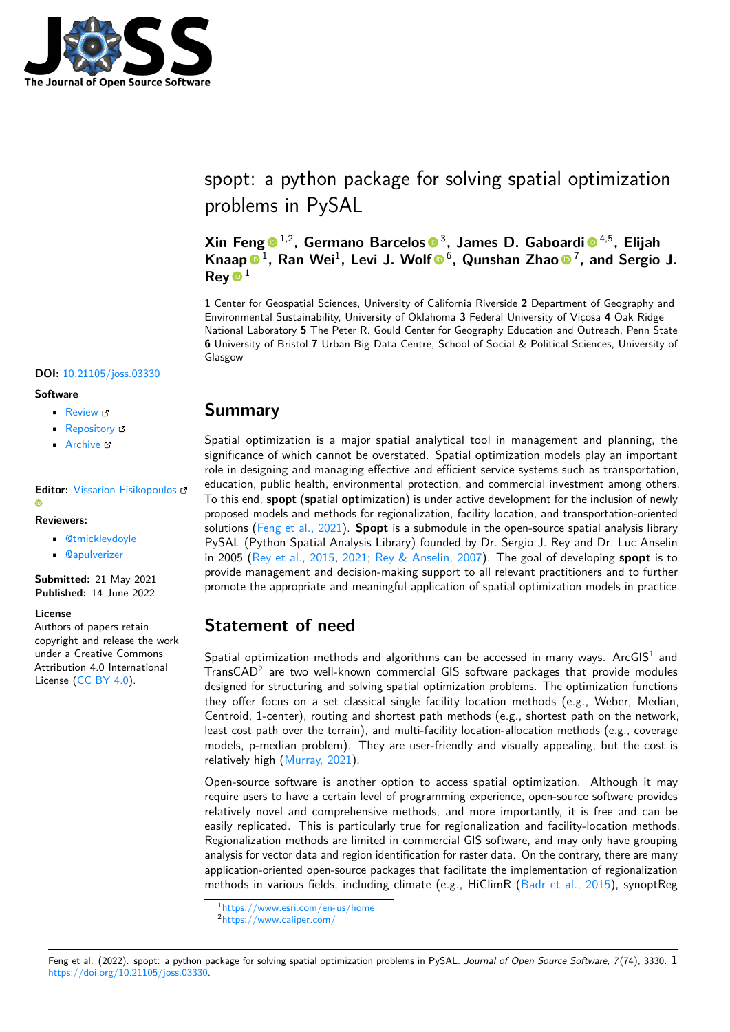# spopt: a python package for solving spatial optimization problems in PySAL

**Xin Feng** [1,2], **Germano Barcelos** [3], **James D. Gaboardi** [4,5], **Elijah Knaap** [1], **Ran Wei** [1], **Levi J. Wolf** [6], **Qunshan Zhao** [7], **and Sergio J. Rey** [1]

**1** Center for Geospatial Sciences, University of California Riverside **2** Department of Geography and Environmental Sustainability, University of Oklahoma **3** Federal University of Viçosa **4** Oak Ridge National Laboratory **5** The Peter R. Gould Center for Geography Education and Outreach, Penn State **6** University of Bristol **7** Urban Big Data Centre, School of Social & Political Sciences, University of Glasgow

**DOI:** 10.21105/joss.03330

**Software**

- Review
- Repository
- Archive

**Editor:** Vissarion Fisikopoulos

**Reviewers:**

- @tmickleydoyle
- @apulverizer

**Submitted:** 21 May 2021
**Published:** 14 June 2022

**License**
Authors of papers retain copyright and release the work under a Creative Commons Attribution 4.0 International License (CC BY 4.0).

## Summary

Spatial optimization is a major spatial analytical tool in management and planning, the significance of which cannot be overstated. Spatial optimization models play an important role in designing and managing effective and efficient service systems such as transportation, education, public health, environmental protection, and commercial investment among others. To this end, **spopt** (**sp**atial **opt**imization) is under active development for the inclusion of newly proposed models and methods for regionalization, facility location, and transportation-oriented solutions (Feng et al., 2021). **Spopt** is a submodule in the open-source spatial analysis library PySAL (Python Spatial Analysis Library) founded by Dr. Sergio J. Rey and Dr. Luc Anselin in 2005 (Rey et al., 2015, 2021; Rey & Anselin, 2007). The goal of developing **spopt** is to provide management and decision-making support to all relevant practitioners and to further promote the appropriate and meaningful application of spatial optimization models in practice.

## Statement of need

Spatial optimization methods and algorithms can be accessed in many ways. ArcGIS[1] and TransCAD[2] are two well-known commercial GIS software packages that provide modules designed for structuring and solving spatial optimization problems. The optimization functions they offer focus on a set classical single facility location methods (e.g., Weber, Median, Centroid, 1-center), routing and shortest path methods (e.g., shortest path on the network, least cost path over the terrain), and multi-facility location-allocation methods (e.g., coverage models, p-median problem). They are user-friendly and visually appealing, but the cost is relatively high (Murray, 2021).

Open-source software is another option to access spatial optimization. Although it may require users to have a certain level of programming experience, open-source software provides relatively novel and comprehensive methods, and more importantly, it is free and can be easily replicated. This is particularly true for regionalization and facility-location methods. Regionalization methods are limited in commercial GIS software, and may only have grouping analysis for vector data and region identification for raster data. On the contrary, there are many application-oriented open-source packages that facilitate the implementation of regionalization methods in various fields, including climate (e.g., HiClimR (Badr et al., 2015), synoptReg

[1] https://www.esri.com/en-us/home
[2] https://www.caliper.com/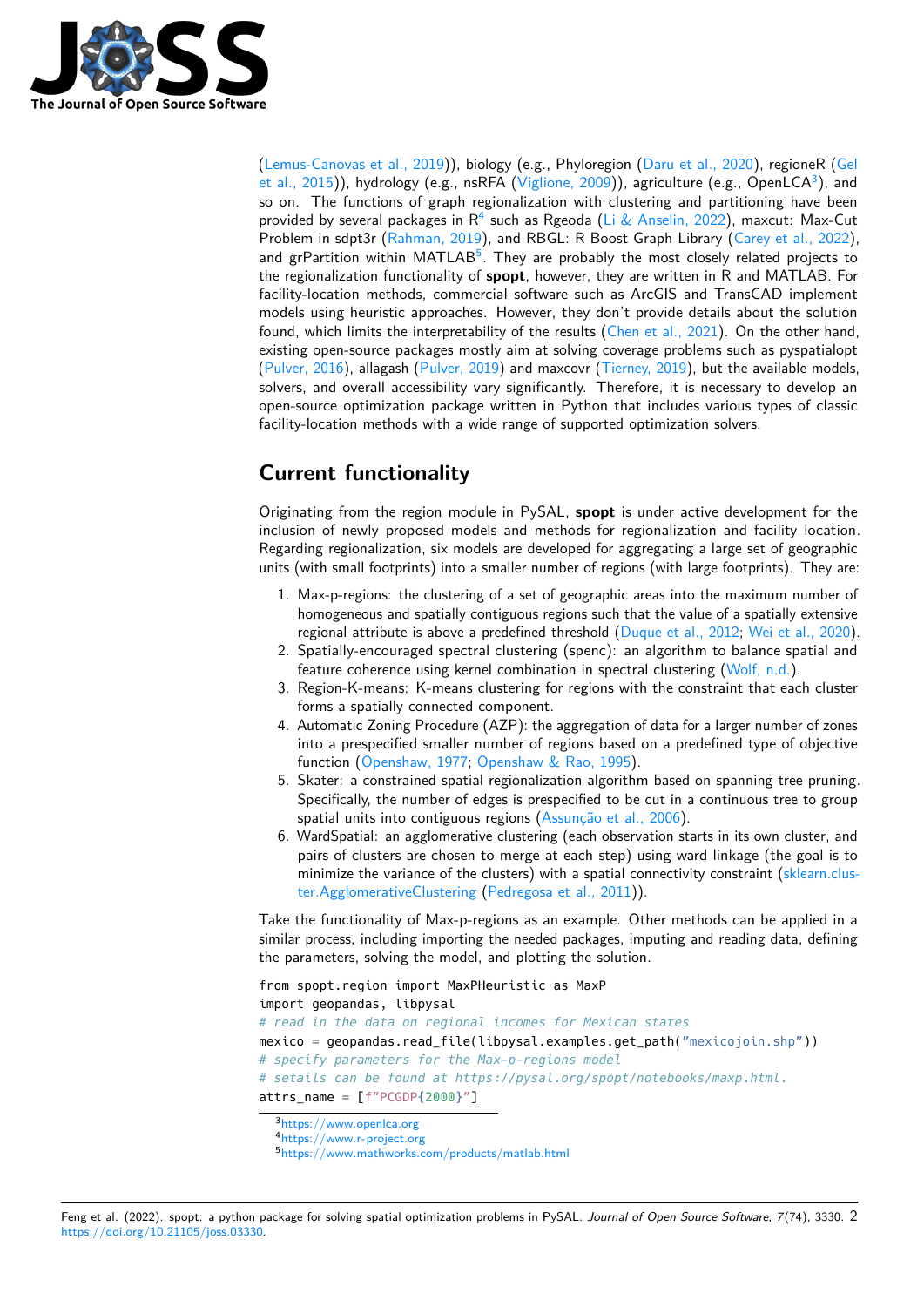(Lemus-Canovas et al., 2019)), biology (e.g., Phyloregion (Daru et al., 2020), regioneR (Gel et al., 2015)), hydrology (e.g., nsRFA (Viglione, 2009)), agriculture (e.g., OpenLCA[3]), and so on. The functions of graph regionalization with clustering and partitioning have been provided by several packages in R[4] such as Rgeoda (Li & Anselin, 2022), maxcut: Max-Cut Problem in sdpt3r (Rahman, 2019), and RBGL: R Boost Graph Library (Carey et al., 2022), and grPartition within MATLAB[5]. They are probably the most closely related projects to the regionalization functionality of **spopt**, however, they are written in R and MATLAB. For facility-location methods, commercial software such as ArcGIS and TransCAD implement models using heuristic approaches. However, they don't provide details about the solution found, which limits the interpretability of the results (Chen et al., 2021). On the other hand, existing open-source packages mostly aim at solving coverage problems such as pyspatialopt (Pulver, 2016), allagash (Pulver, 2019) and maxcovr (Tierney, 2019), but the available models, solvers, and overall accessibility vary significantly. Therefore, it is necessary to develop an open-source optimization package written in Python that includes various types of classic facility-location methods with a wide range of supported optimization solvers.

## Current functionality

Originating from the region module in PySAL, **spopt** is under active development for the inclusion of newly proposed models and methods for regionalization and facility location. Regarding regionalization, six models are developed for aggregating a large set of geographic units (with small footprints) into a smaller number of regions (with large footprints). They are:

1. Max-p-regions: the clustering of a set of geographic areas into the maximum number of homogeneous and spatially contiguous regions such that the value of a spatially extensive regional attribute is above a predefined threshold (Duque et al., 2012; Wei et al., 2020).
2. Spatially-encouraged spectral clustering (spenc): an algorithm to balance spatial and feature coherence using kernel combination in spectral clustering (Wolf, n.d.).
3. Region-K-means: K-means clustering for regions with the constraint that each cluster forms a spatially connected component.
4. Automatic Zoning Procedure (AZP): the aggregation of data for a larger number of zones into a prespecified smaller number of regions based on a predefined type of objective function (Openshaw, 1977; Openshaw & Rao, 1995).
5. Skater: a constrained spatial regionalization algorithm based on spanning tree pruning. Specifically, the number of edges is prespecified to be cut in a continuous tree to group spatial units into contiguous regions (Assunção et al., 2006).
6. WardSpatial: an agglomerative clustering (each observation starts in its own cluster, and pairs of clusters are chosen to merge at each step) using ward linkage (the goal is to minimize the variance of the clusters) with a spatial connectivity constraint (sklearn.cluster.AgglomerativeClustering (Pedregosa et al., 2011)).

Take the functionality of Max-p-regions as an example. Other methods can be applied in a similar process, including importing the needed packages, imputing and reading data, defining the parameters, solving the model, and plotting the solution.

```
from spopt.region import MaxPHeuristic as MaxP
import geopandas, libpysal
# read in the data on regional incomes for Mexican states
mexico = geopandas.read_file(libpysal.examples.get_path("mexicojoin.shp"))
# specify parameters for the Max-p-regions model
# setails can be found at https://pysal.org/spopt/notebooks/maxp.html.
attrs_name = [f"PCGDP{2000}"]
```

[3] https://www.openlca.org

[4] https://www.r-project.org

[5] https://www.mathworks.com/products/matlab.html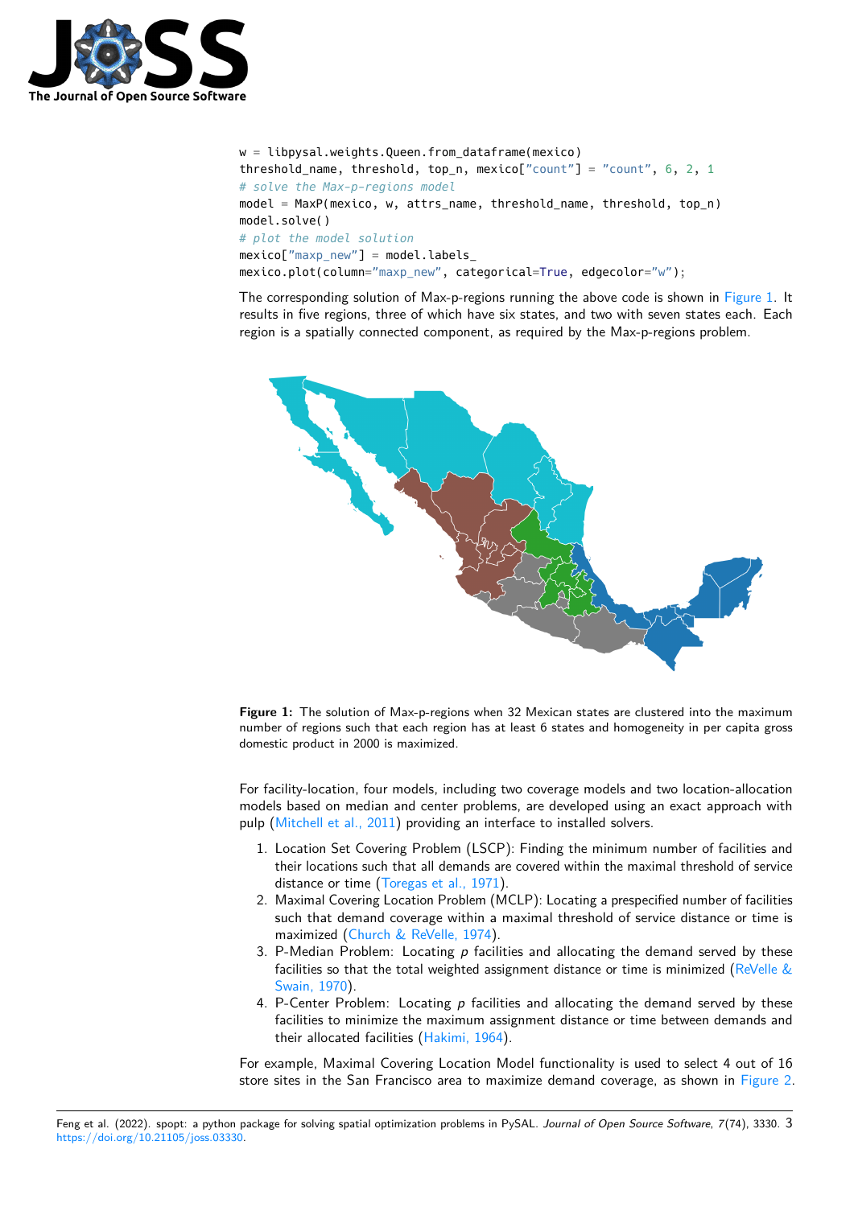```
w = libpysal.weights.Queen.from_dataframe(mexico)
threshold_name, threshold, top_n, mexico["count"] = "count", 6, 2, 1
# solve the Max-p-regions model
model = MaxP(mexico, w, attrs_name, threshold_name, threshold, top_n)
model.solve()
# plot the model solution
mexico["maxp_new"] = model.labels_
mexico.plot(column="maxp_new", categorical=True, edgecolor="w");
```

The corresponding solution of Max-p-regions running the above code is shown in Figure 1. It results in five regions, three of which have six states, and two with seven states each. Each region is a spatially connected component, as required by the Max-p-regions problem.

**Figure 1:** The solution of Max-p-regions when 32 Mexican states are clustered into the maximum number of regions such that each region has at least 6 states and homogeneity in per capita gross domestic product in 2000 is maximized.

For facility-location, four models, including two coverage models and two location-allocation models based on median and center problems, are developed using an exact approach with pulp (Mitchell et al., 2011) providing an interface to installed solvers.

1. Location Set Covering Problem (LSCP): Finding the minimum number of facilities and their locations such that all demands are covered within the maximal threshold of service distance or time (Toregas et al., 1971).
2. Maximal Covering Location Problem (MCLP): Locating a prespecified number of facilities such that demand coverage within a maximal threshold of service distance or time is maximized (Church & ReVelle, 1974).
3. P-Median Problem: Locating $p$ facilities and allocating the demand served by these facilities so that the total weighted assignment distance or time is minimized (ReVelle & Swain, 1970).
4. P-Center Problem: Locating $p$ facilities and allocating the demand served by these facilities to minimize the maximum assignment distance or time between demands and their allocated facilities (Hakimi, 1964).

For example, Maximal Covering Location Model functionality is used to select 4 out of 16 store sites in the San Francisco area to maximize demand coverage, as shown in Figure 2.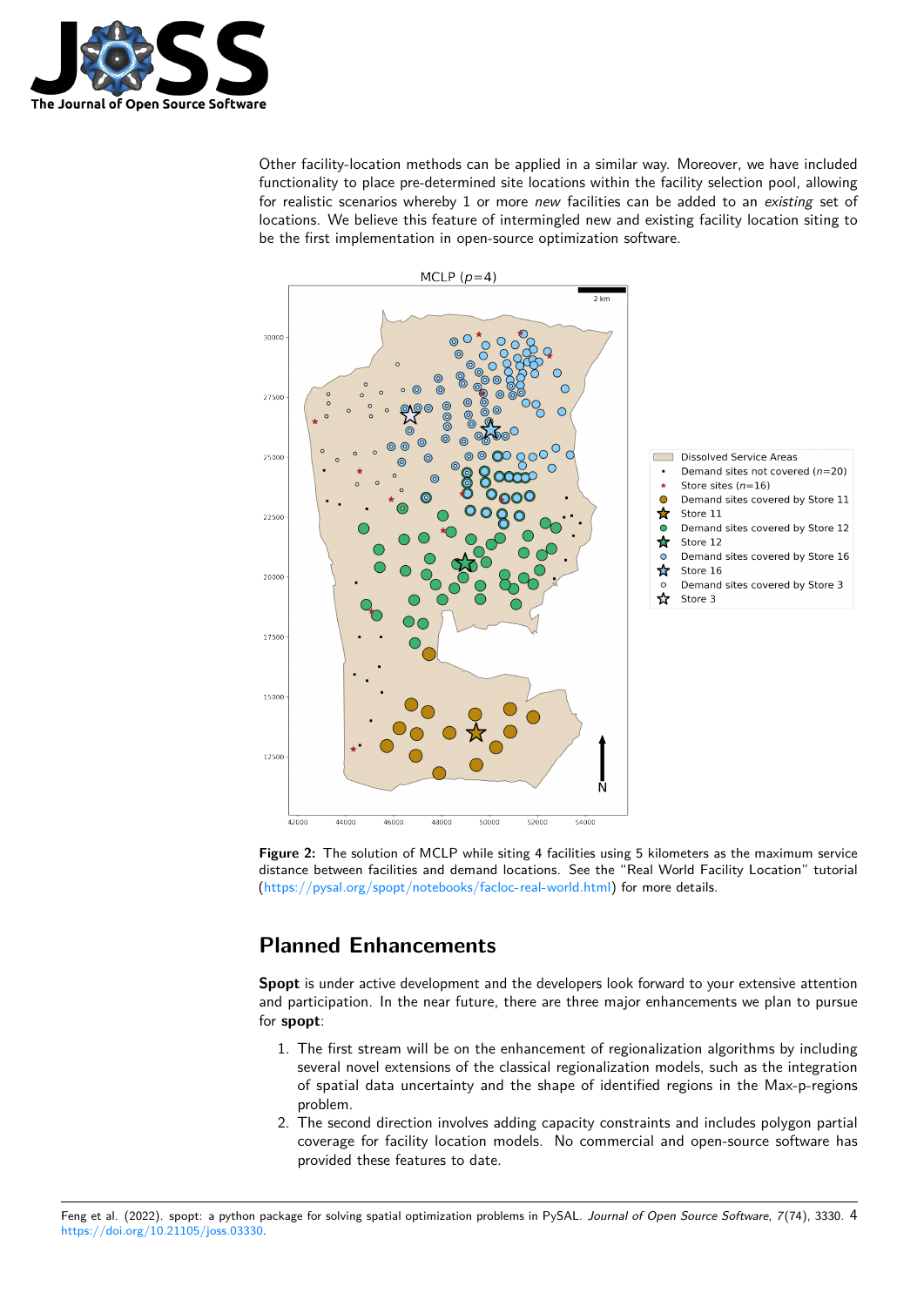Other facility-location methods can be applied in a similar way. Moreover, we have included functionality to place pre-determined site locations within the facility selection pool, allowing for realistic scenarios whereby 1 or more *new* facilities can be added to an *existing* set of locations. We believe this feature of intermingled new and existing facility location siting to be the first implementation in open-source optimization software.

**Figure 2:** The solution of MCLP while siting 4 facilities using 5 kilometers as the maximum service distance between facilities and demand locations. See the "Real World Facility Location" tutorial (https://pysal.org/spopt/notebooks/facloc-real-world.html) for more details.

## Planned Enhancements

**Spopt** is under active development and the developers look forward to your extensive attention and participation. In the near future, there are three major enhancements we plan to pursue for **spopt**:

1. The first stream will be on the enhancement of regionalization algorithms by including several novel extensions of the classical regionalization models, such as the integration of spatial data uncertainty and the shape of identified regions in the Max-p-regions problem.
2. The second direction involves adding capacity constraints and includes polygon partial coverage for facility location models. No commercial and open-source software has provided these features to date.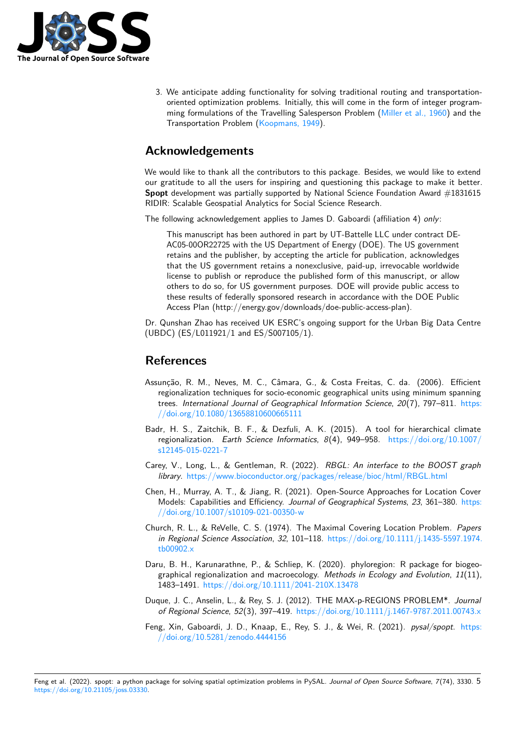3. We anticipate adding functionality for solving traditional routing and transportation-oriented optimization problems. Initially, this will come in the form of integer programming formulations of the Travelling Salesperson Problem (Miller et al., 1960) and the Transportation Problem (Koopmans, 1949).

## Acknowledgements

We would like to thank all the contributors to this package. Besides, we would like to extend our gratitude to all the users for inspiring and questioning this package to make it better. **Spopt** development was partially supported by National Science Foundation Award #1831615 RIDIR: Scalable Geospatial Analytics for Social Science Research.

The following acknowledgement applies to James D. Gaboardi (affiliation 4) *only*:

> This manuscript has been authored in part by UT-Battelle LLC under contract DE-AC05-00OR22725 with the US Department of Energy (DOE). The US government retains and the publisher, by accepting the article for publication, acknowledges that the US government retains a nonexclusive, paid-up, irrevocable worldwide license to publish or reproduce the published form of this manuscript, or allow others to do so, for US government purposes. DOE will provide public access to these results of federally sponsored research in accordance with the DOE Public Access Plan (http://energy.gov/downloads/doe-public-access-plan).

Dr. Qunshan Zhao has received UK ESRC's ongoing support for the Urban Big Data Centre (UBDC) (ES/L011921/1 and ES/S007105/1).

## References

Assunção, R. M., Neves, M. C., Câmara, G., & Costa Freitas, C. da. (2006). Efficient regionalization techniques for socio-economic geographical units using minimum spanning trees. *International Journal of Geographical Information Science*, *20*(7), 797–811. https://doi.org/10.1080/13658810600665111

Badr, H. S., Zaitchik, B. F., & Dezfuli, A. K. (2015). A tool for hierarchical climate regionalization. *Earth Science Informatics*, *8*(4), 949–958. https://doi.org/10.1007/s12145-015-0221-7

Carey, V., Long, L., & Gentleman, R. (2022). *RBGL: An interface to the BOOST graph library*. https://www.bioconductor.org/packages/release/bioc/html/RBGL.html

Chen, H., Murray, A. T., & Jiang, R. (2021). Open-Source Approaches for Location Cover Models: Capabilities and Efficiency. *Journal of Geographical Systems*, *23*, 361–380. https://doi.org/10.1007/s10109-021-00350-w

Church, R. L., & ReVelle, C. S. (1974). The Maximal Covering Location Problem. *Papers in Regional Science Association*, *32*, 101–118. https://doi.org/10.1111/j.1435-5597.1974.tb00902.x

Daru, B. H., Karunarathne, P., & Schliep, K. (2020). phyloregion: R package for biogeographical regionalization and macroecology. *Methods in Ecology and Evolution*, *11*(11), 1483–1491. https://doi.org/10.1111/2041-210X.13478

Duque, J. C., Anselin, L., & Rey, S. J. (2012). THE MAX-p-REGIONS PROBLEM*. *Journal of Regional Science*, *52*(3), 397–419. https://doi.org/10.1111/j.1467-9787.2011.00743.x

Feng, Xin, Gaboardi, J. D., Knaap, E., Rey, S. J., & Wei, R. (2021). *pysal/spopt*. https://doi.org/10.5281/zenodo.4444156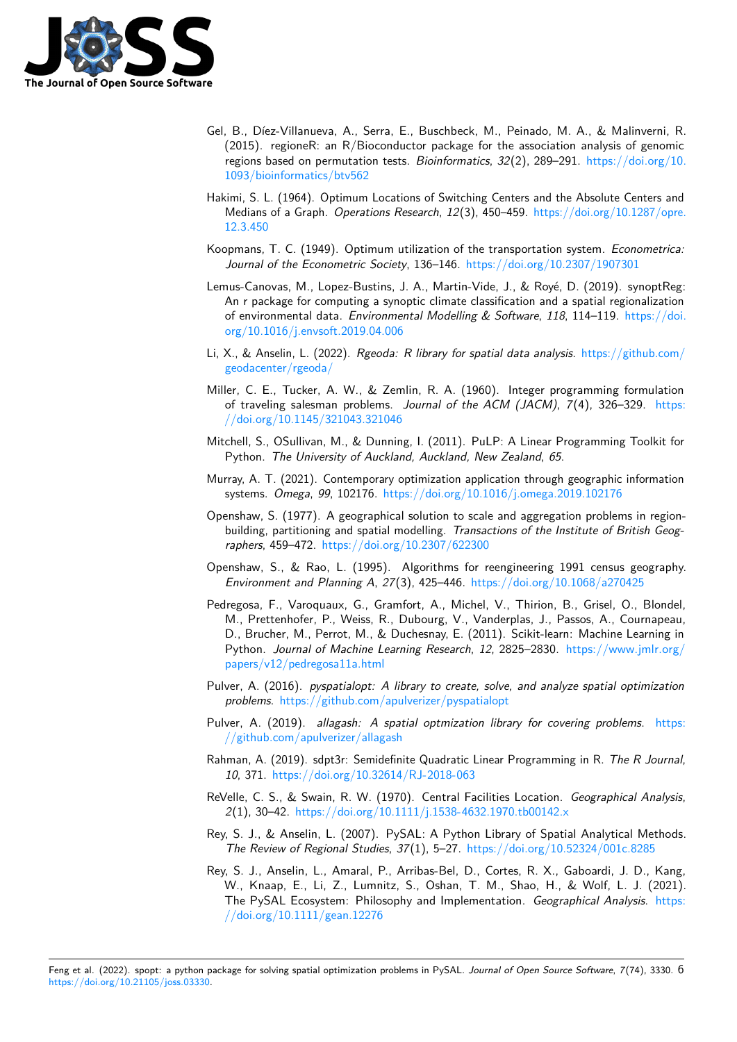Gel, B., Díez-Villanueva, A., Serra, E., Buschbeck, M., Peinado, M. A., & Malinverni, R. (2015). regioneR: an R/Bioconductor package for the association analysis of genomic regions based on permutation tests. *Bioinformatics*, *32*(2), 289–291. https://doi.org/10.1093/bioinformatics/btv562

Hakimi, S. L. (1964). Optimum Locations of Switching Centers and the Absolute Centers and Medians of a Graph. *Operations Research*, *12*(3), 450–459. https://doi.org/10.1287/opre.12.3.450

Koopmans, T. C. (1949). Optimum utilization of the transportation system. *Econometrica: Journal of the Econometric Society*, 136–146. https://doi.org/10.2307/1907301

Lemus-Canovas, M., Lopez-Bustins, J. A., Martin-Vide, J., & Royé, D. (2019). synoptReg: An r package for computing a synoptic climate classification and a spatial regionalization of environmental data. *Environmental Modelling & Software*, *118*, 114–119. https://doi.org/10.1016/j.envsoft.2019.04.006

Li, X., & Anselin, L. (2022). *Rgeoda: R library for spatial data analysis*. https://github.com/geodacenter/rgeoda/

Miller, C. E., Tucker, A. W., & Zemlin, R. A. (1960). Integer programming formulation of traveling salesman problems. *Journal of the ACM (JACM)*, *7*(4), 326–329. https://doi.org/10.1145/321043.321046

Mitchell, S., OSullivan, M., & Dunning, I. (2011). PuLP: A Linear Programming Toolkit for Python. *The University of Auckland, Auckland, New Zealand*, *65*.

Murray, A. T. (2021). Contemporary optimization application through geographic information systems. *Omega*, *99*, 102176. https://doi.org/10.1016/j.omega.2019.102176

Openshaw, S. (1977). A geographical solution to scale and aggregation problems in region-building, partitioning and spatial modelling. *Transactions of the Institute of British Geographers*, 459–472. https://doi.org/10.2307/622300

Openshaw, S., & Rao, L. (1995). Algorithms for reengineering 1991 census geography. *Environment and Planning A*, *27*(3), 425–446. https://doi.org/10.1068/a270425

Pedregosa, F., Varoquaux, G., Gramfort, A., Michel, V., Thirion, B., Grisel, O., Blondel, M., Prettenhofer, P., Weiss, R., Dubourg, V., Vanderplas, J., Passos, A., Cournapeau, D., Brucher, M., Perrot, M., & Duchesnay, E. (2011). Scikit-learn: Machine Learning in Python. *Journal of Machine Learning Research*, *12*, 2825–2830. https://www.jmlr.org/papers/v12/pedregosa11a.html

Pulver, A. (2016). *pyspatialopt: A library to create, solve, and analyze spatial optimization problems*. https://github.com/apulverizer/pyspatialopt

Pulver, A. (2019). *allagash: A spatial optmization library for covering problems*. https://github.com/apulverizer/allagash

Rahman, A. (2019). sdpt3r: Semidefinite Quadratic Linear Programming in R. *The R Journal*, *10*, 371. https://doi.org/10.32614/RJ-2018-063

ReVelle, C. S., & Swain, R. W. (1970). Central Facilities Location. *Geographical Analysis*, *2*(1), 30–42. https://doi.org/10.1111/j.1538-4632.1970.tb00142.x

Rey, S. J., & Anselin, L. (2007). PySAL: A Python Library of Spatial Analytical Methods. *The Review of Regional Studies*, *37*(1), 5–27. https://doi.org/10.52324/001c.8285

Rey, S. J., Anselin, L., Amaral, P., Arribas-Bel, D., Cortes, R. X., Gaboardi, J. D., Kang, W., Knaap, E., Li, Z., Lumnitz, S., Oshan, T. M., Shao, H., & Wolf, L. J. (2021). The PySAL Ecosystem: Philosophy and Implementation. *Geographical Analysis*. https://doi.org/10.1111/gean.12276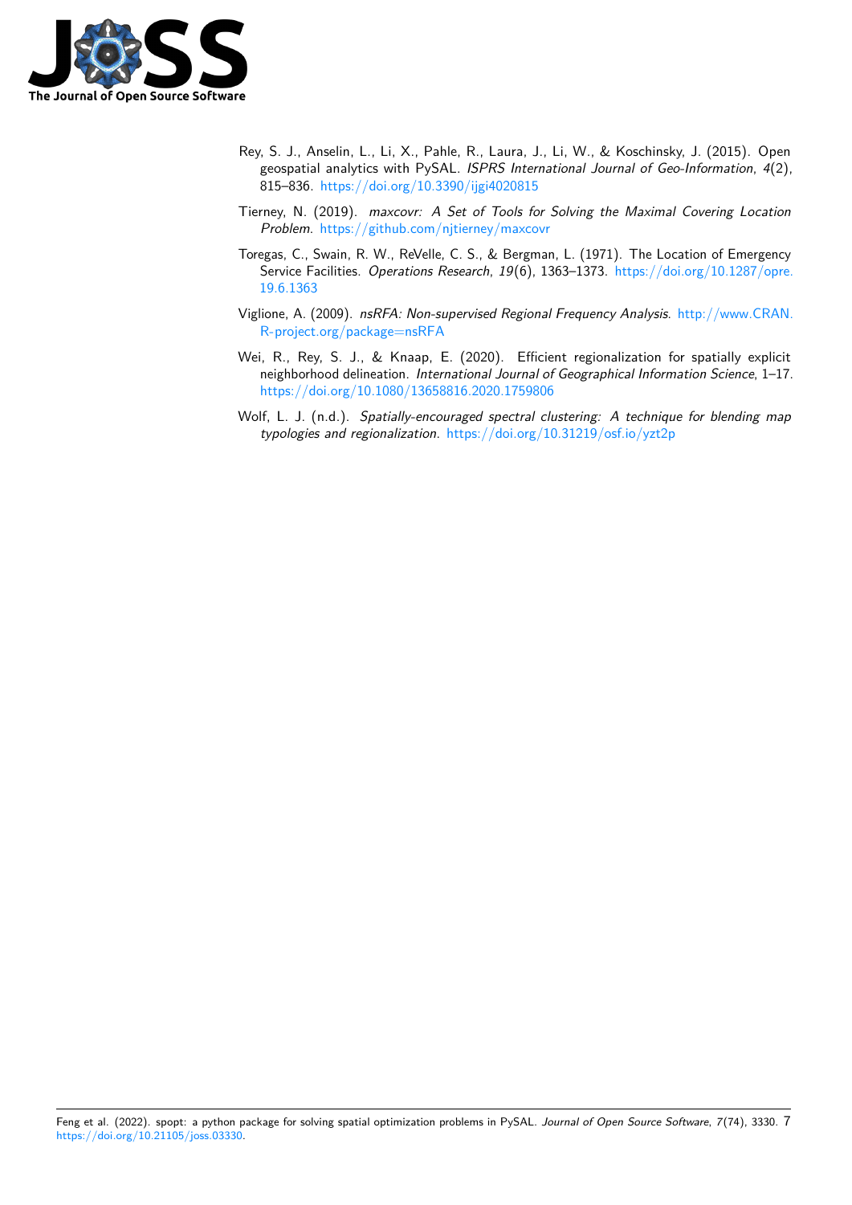Rey, S. J., Anselin, L., Li, X., Pahle, R., Laura, J., Li, W., & Koschinsky, J. (2015). Open geospatial analytics with PySAL. *ISPRS International Journal of Geo-Information*, *4*(2), 815–836. https://doi.org/10.3390/ijgi4020815

Tierney, N. (2019). *maxcovr: A Set of Tools for Solving the Maximal Covering Location Problem*. https://github.com/njtierney/maxcovr

Toregas, C., Swain, R. W., ReVelle, C. S., & Bergman, L. (1971). The Location of Emergency Service Facilities. *Operations Research*, *19*(6), 1363–1373. https://doi.org/10.1287/opre.19.6.1363

Viglione, A. (2009). *nsRFA: Non-supervised Regional Frequency Analysis*. http://www.CRAN.R-project.org/package=nsRFA

Wei, R., Rey, S. J., & Knaap, E. (2020). Efficient regionalization for spatially explicit neighborhood delineation. *International Journal of Geographical Information Science*, 1–17. https://doi.org/10.1080/13658816.2020.1759806

Wolf, L. J. (n.d.). *Spatially-encouraged spectral clustering: A technique for blending map typologies and regionalization*. https://doi.org/10.31219/osf.io/yzt2p